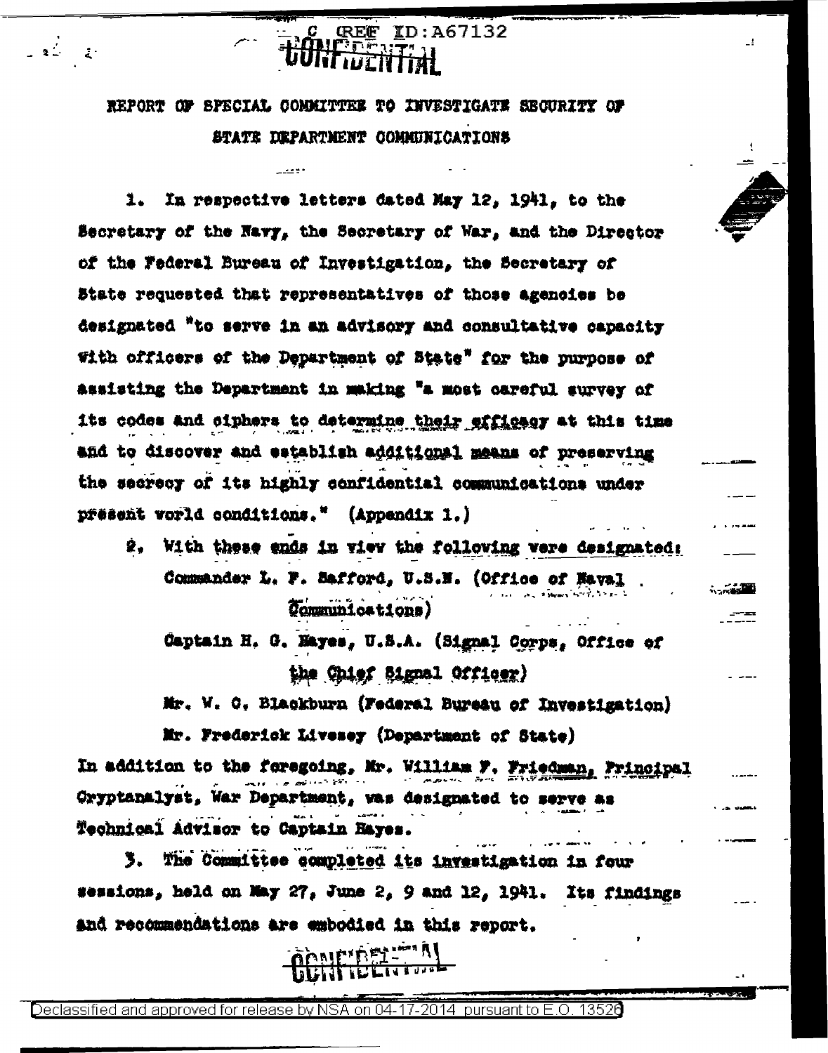REF ID:A67132

CONFIDENTIAL

# REPORT OF SPECIAL COMMITTEE TO INVESTIGATE SECURITY OF STATE DEPARTMENT COMMUNICATIONS

1. In respective letters dated May 12, 1941, to the Secretary of the Navy, the Secretary of War, and the Director of the Federal Bureau of Investigation, the Secretary of State requested that representatives of those agencies be designated "to serve in an advisory and consultative capacity with officers of the Department of State" for the purpose of assisting the Department in making "a most careful survey of its codes and ciphers to determine their efficacy at this time and to discover and establish additional means of preserving the secrecy of its highly confidential communications under present world conditions." (Appendix 1.)

2. With these ends in view the following were designated:

   Commander L. F. Safford, U.S.N. (Office of Naval Communications)

   Captain H. G. Hayes, U.S.A. (Signal Corps, Office of the Chief Signal Officer)

   Mr. W. C. Blackburn (Federal Bureau of Investigation)

   Mr. Frederick Livesey (Department of State)

In addition to the foregoing, Mr. William F. Friedman, Principal Cryptanalyst, War Department, was designated to serve as Technical Advisor to Captain Hayes.

3. The Committee completed its investigation in four sessions, held on May 27, June 2, 9 and 12, 1941. Its findings and recommendations are embodied in this report.

CONFIDENTIAL

Declassified and approved for release by NSA on 04-17-2014 pursuant to E.O. 13526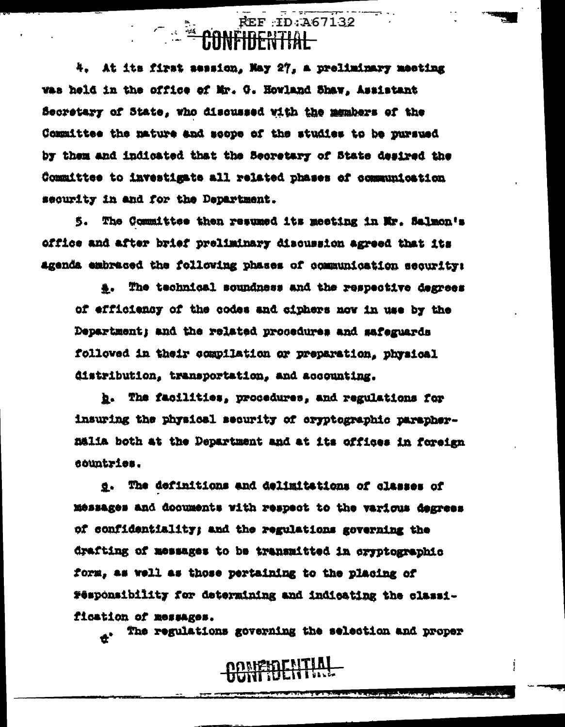4. At its first session, May 27, a preliminary meeting was held in the office of Mr. G. Howland Shaw, Assistant Secretary of State, who discussed with the members of the Committee the nature and scope of the studies to be pursued by them and indicated that the Secretary of State desired the Committee to investigate all related phases of communication security in and for the Department.

5. The Committee then resumed its meeting in Mr. Salmon's office and after brief preliminary discussion agreed that its agenda embraced the following phases of communication security:

*a*. The technical soundness and the respective degrees of efficiency of the codes and ciphers now in use by the Department; and the related procedures and safeguards followed in their compilation or preparation, physical distribution, transportation, and accounting.

*b*. The facilities, procedures, and regulations for insuring the physical security of cryptographic paraphernalia both at the Department and at its offices in foreign countries.

*c*. The definitions and delimitations of classes of messages and documents with respect to the various degrees of confidentiality; and the regulations governing the drafting of messages to be transmitted in cryptographic form, as well as those pertaining to the placing of responsibility for determining and indicating the classification of messages.

*d*. The regulations governing the selection and proper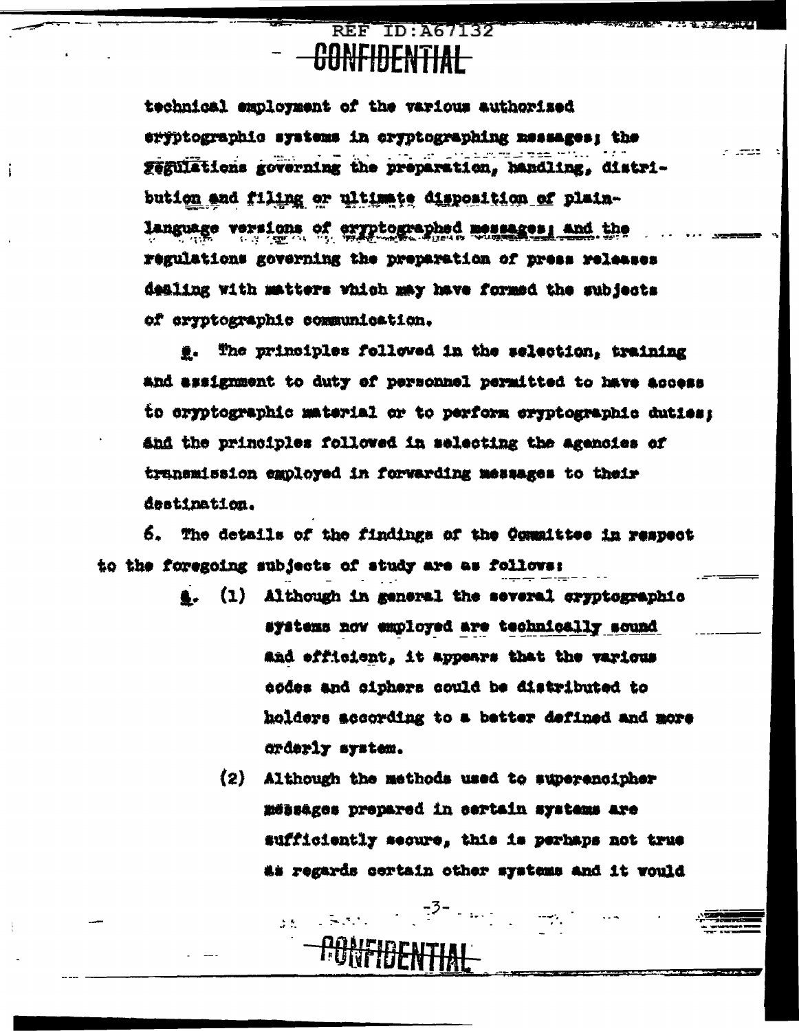technical employment of the various authorized cryptographic systems in cryptographing messages; the regulations governing the preparation, handling, distribution and filing or ultimate disposition of plain-language versions of cryptographed messages; and the regulations governing the preparation of press releases dealing with matters which may have formed the subjects of cryptographic communication.

e. The principles followed in the selection, training and assignment to duty of personnel permitted to have access to cryptographic material or to perform cryptographic duties; and the principles followed in selecting the agencies of transmission employed in forwarding messages to their destination.

6. The details of the findings of the Committee in respect to the foregoing subjects of study are as follows:

a. (1) Although in general the several cryptographic systems now employed are technically sound and efficient, it appears that the various codes and ciphers could be distributed to holders according to a better defined and more orderly system.

(2) Although the methods used to superencipher messages prepared in certain systems are sufficiently secure, this is perhaps not true as regards certain other systems and it would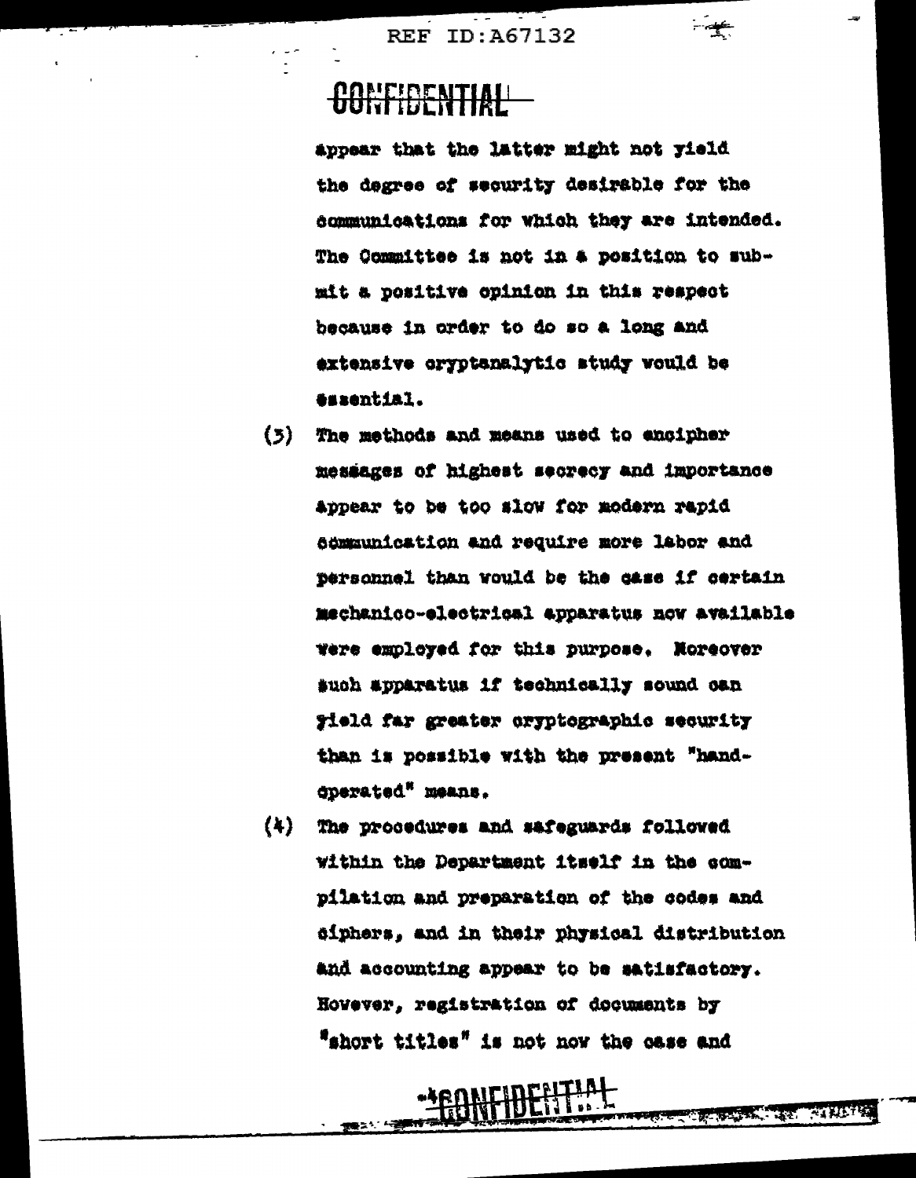CONFIDENTIAL

appear that the latter might not yield the degree of security desirable for the communications for which they are intended. The Committee is not in a position to submit a positive opinion in this respect because in order to do so a long and extensive cryptanalytic study would be essential.

(3) The methods and means used to encipher messages of highest secrecy and importance appear to be too slow for modern rapid communication and require more labor and personnel than would be the case if certain mechanico-electrical apparatus now available were employed for this purpose. Moreover such apparatus if technically sound can yield far greater cryptographic security than is possible with the present "hand-operated" means.

(4) The procedures and safeguards followed within the Department itself in the compilation and preparation of the codes and ciphers, and in their physical distribution and accounting appear to be satisfactory. However, registration of documents by "short titles" is not now the case and

CONFIDENTIAL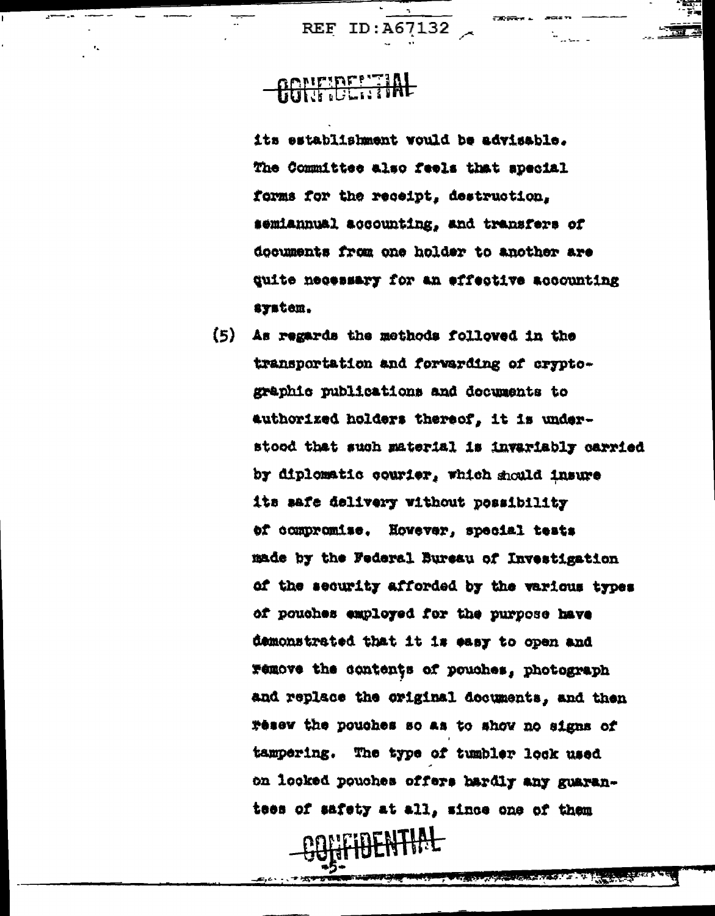CONFIDENTIAL

its establishment would be advisable. The Committee also feels that special forms for the receipt, destruction, semiannual accounting, and transfers of documents from one holder to another are quite necessary for an effective accounting system.

(5) As regards the methods followed in the transportation and forwarding of cryptographic publications and documents to authorized holders thereof, it is understood that such material is invariably carried by diplomatic courier, which should insure its safe delivery without possibility of compromise. However, special tests made by the Federal Bureau of Investigation of the security afforded by the various types of pouches employed for the purpose have demonstrated that it is easy to open and remove the contents of pouches, photograph and replace the original documents, and then resew the pouches so as to show no signs of tampering. The type of tumbler lock used on locked pouches offers hardly any guarantees of safety at all, since one of them

CONFIDENTIAL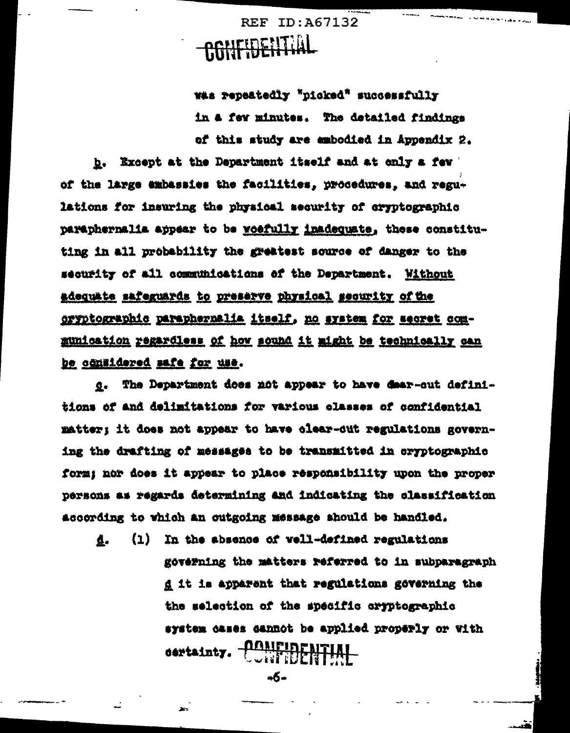was repeatedly "picked" successfully in a few minutes. The detailed findings of this study are embodied in Appendix 2.

b. Except at the Department itself and at only a few of the large embassies the facilities, procedures, and regulations for insuring the physical security of cryptographic paraphernalia appear to be woefully inadequate, these constituting in all probability the greatest source of danger to the security of all communications of the Department. Without adequate safeguards to preserve physical security of the cryptographic paraphernalia itself, no system for secret communication regardless of how sound it might be technically can be considered safe for use.

c. The Department does not appear to have clear-cut definitions of and delimitations for various classes of confidential matter; it does not appear to have clear-cut regulations governing the drafting of messages to be transmitted in cryptographic form; nor does it appear to place responsibility upon the proper persons as regards determining and indicating the classification according to which an outgoing message should be handled.

d. (1) In the absence of well-defined regulations governing the matters referred to in subparagraph c it is apparent that regulations governing the the selection of the specific cryptographic system cases cannot be applied properly or with certainty.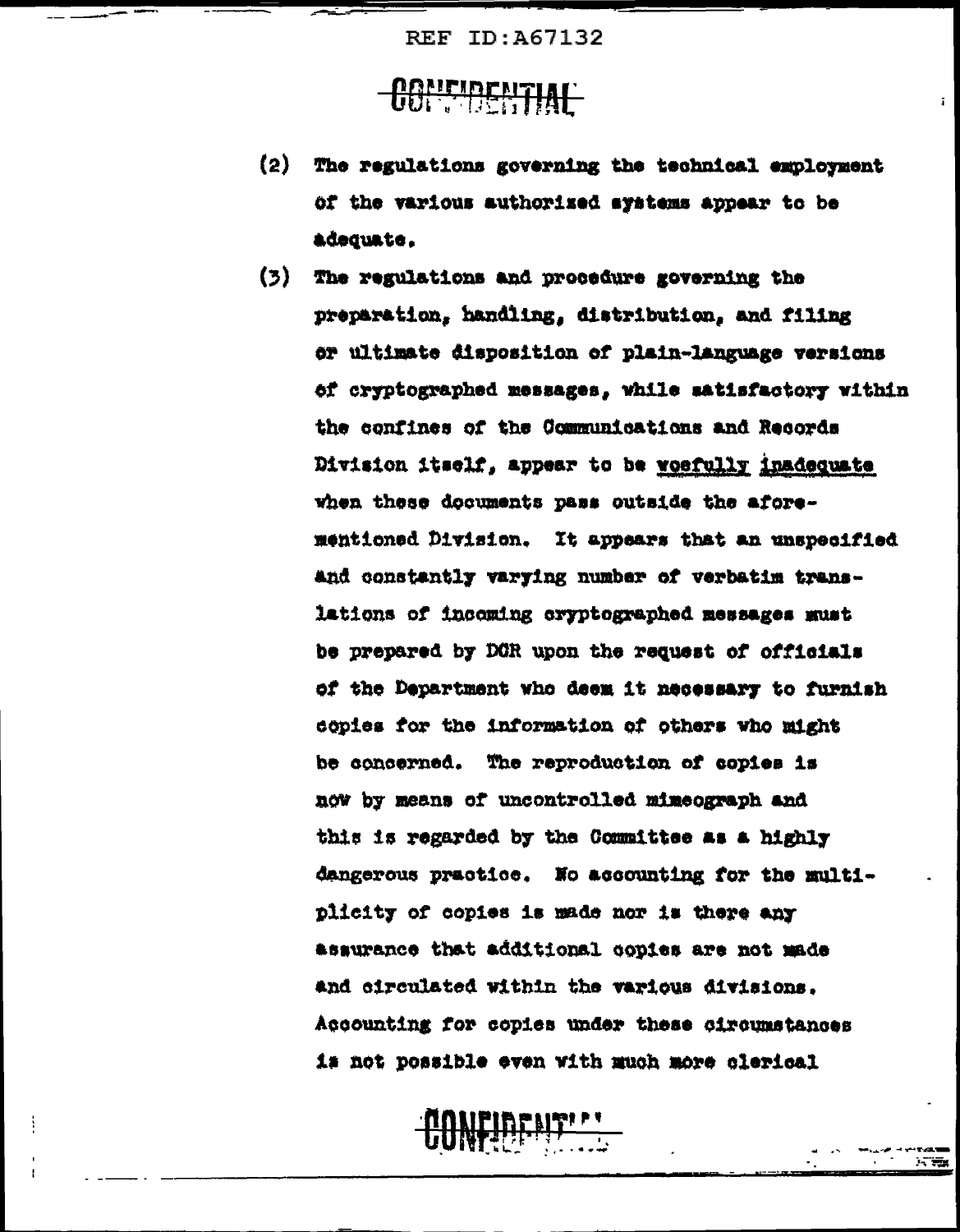(2) The regulations governing the technical employment of the various authorized systems appear to be adequate.

(3) The regulations and procedure governing the preparation, handling, distribution, and filing or ultimate disposition of plain-language versions of cryptographed messages, while satisfactory within the confines of the Communications and Records Division itself, appear to be woefully inadequate when these documents pass outside the aforementioned Division. It appears that an unspecified and constantly varying number of verbatim translations of incoming cryptographed messages must be prepared by DCR upon the request of officials of the Department who deem it necessary to furnish copies for the information of others who might be concerned. The reproduction of copies is now by means of uncontrolled mimeograph and this is regarded by the Committee as a highly dangerous practice. No accounting for the multiplicity of copies is made nor is there any assurance that additional copies are not made and circulated within the various divisions. Accounting for copies under these circumstances is not possible even with much more clerical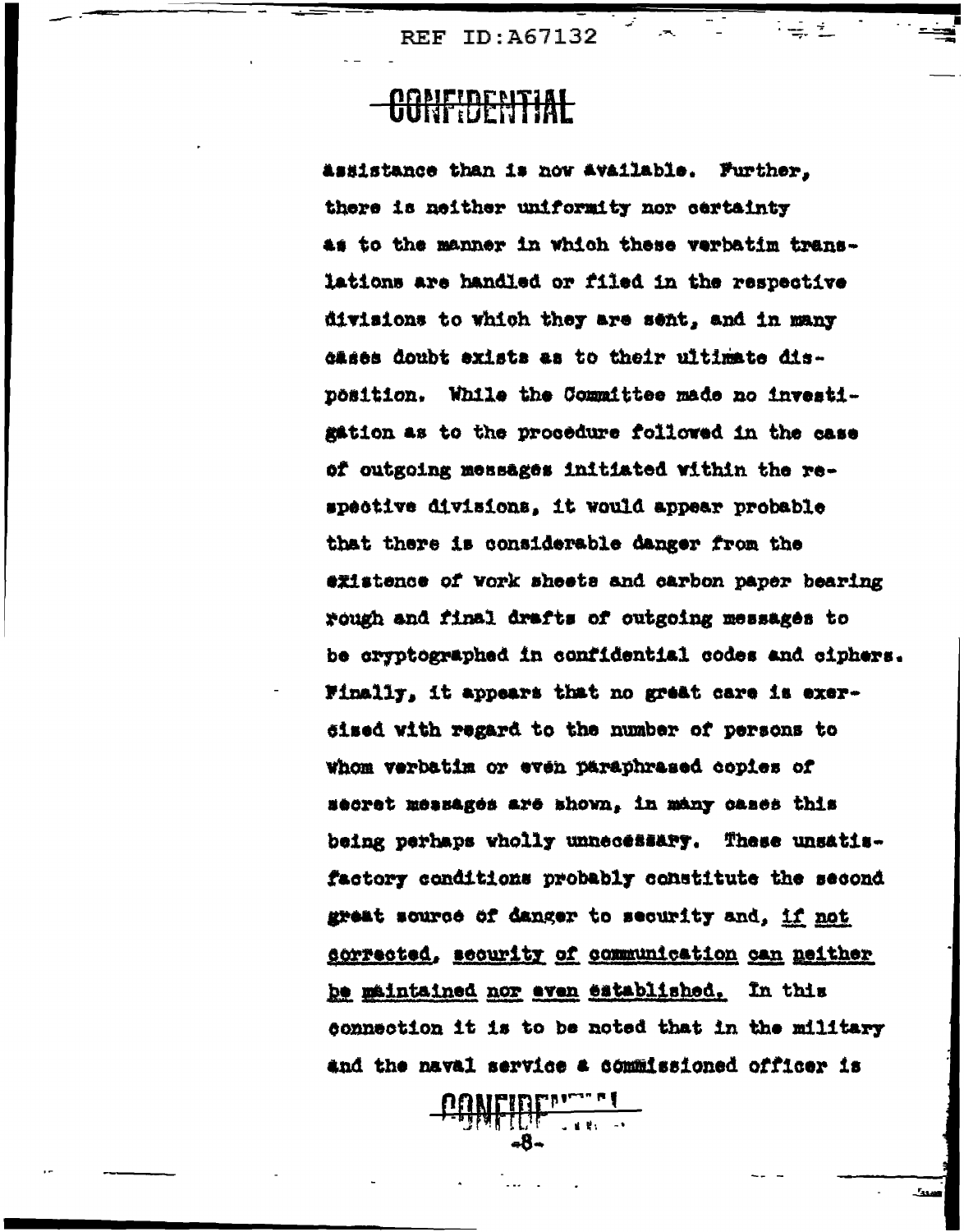assistance than is now available. Further, there is neither uniformity nor certainty as to the manner in which these verbatim translations are handled or filed in the respective divisions to which they are sent, and in many cases doubt exists as to their ultimate disposition. While the Committee made no investigation as to the procedure followed in the case of outgoing messages initiated within the respective divisions, it would appear probable that there is considerable danger from the existence of work sheets and carbon paper bearing rough and final drafts of outgoing messages to be cryptographed in confidential codes and ciphers. Finally, it appears that no great care is exercised with regard to the number of persons to whom verbatim or even paraphrased copies of secret messages are shown, in many cases this being perhaps wholly unnecessary. These unsatisfactory conditions probably constitute the second great source of danger to security and, _if not corrected, security of communication can neither be maintained nor even established._ In this connection it is to be noted that in the military and the naval service a commissioned officer is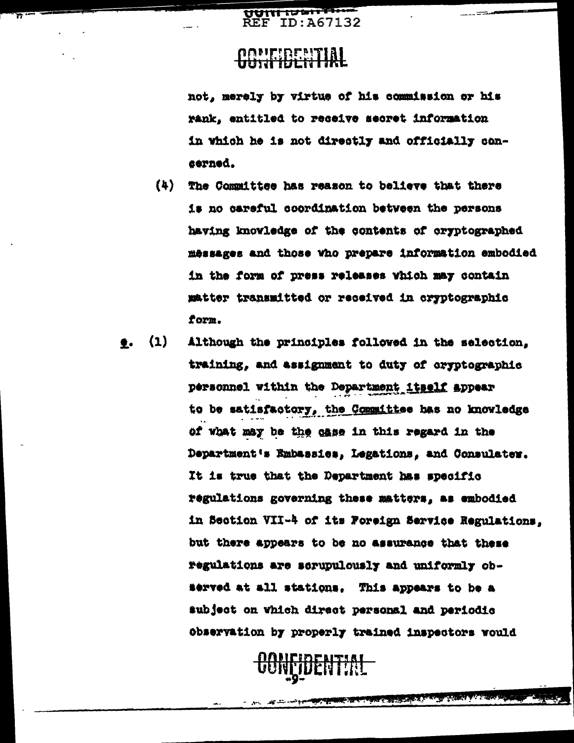not, merely by virtue of his commission or his rank, entitled to receive secret information in which he is not directly and officially concerned.

(4) The Committee has reason to believe that there is no careful coordination between the persons having knowledge of the contents of cryptographed messages and those who prepare information embodied in the form of press releases which may contain matter transmitted or received in cryptographic form.

e. (1) Although the principles followed in the selection, training, and assignment to duty of cryptographic personnel within the Department itself appear to be satisfactory, the Committee has no knowledge of what may be the case in this regard in the Department's Embassies, Legations, and Consulates. It is true that the Department has specific regulations governing these matters, as embodied in Section VII-4 of its Foreign Service Regulations, but there appears to be no assurance that these regulations are scrupulously and uniformly observed at all stations. This appears to be a subject on which direct personal and periodic observation by properly trained inspectors would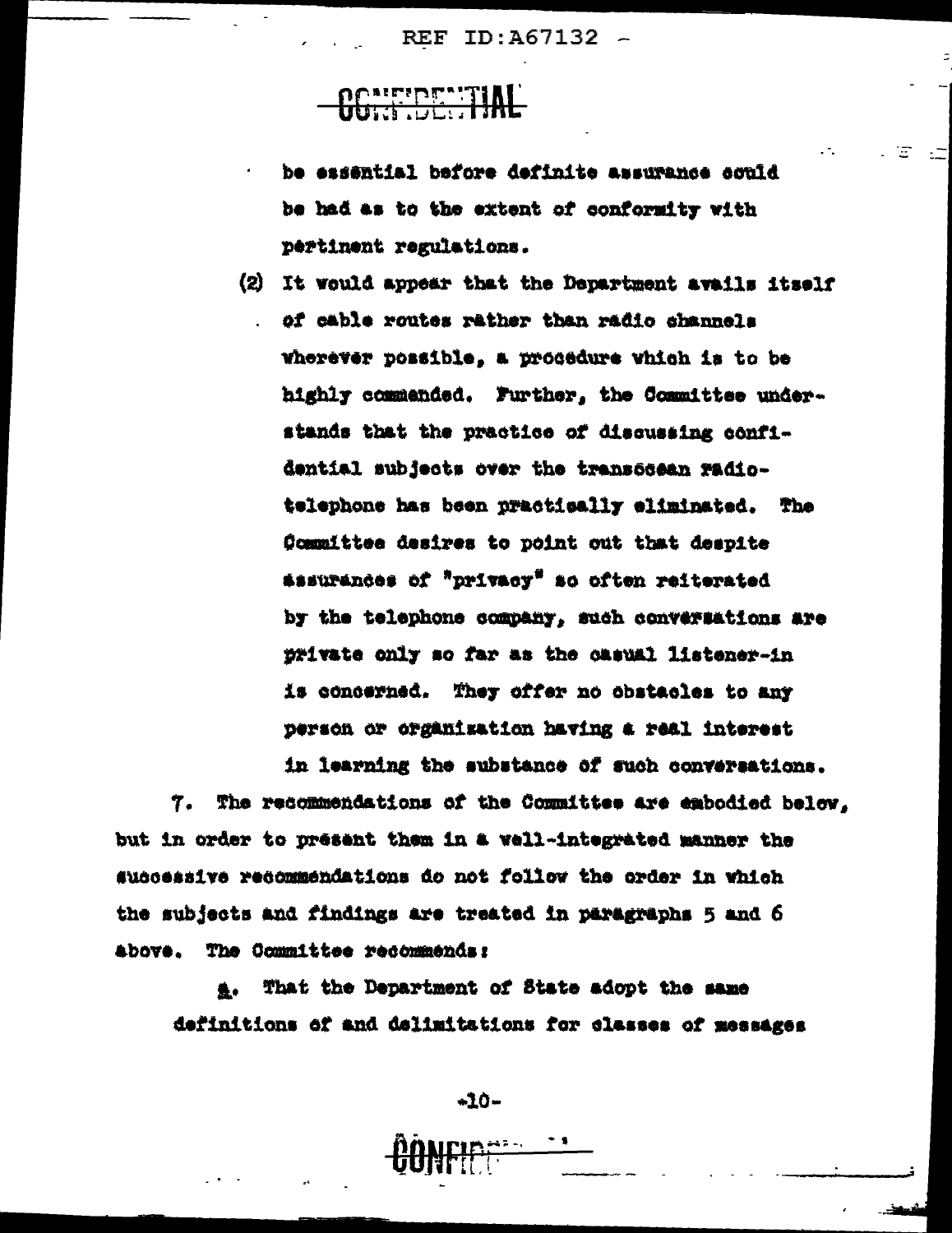be essential before definite assurance could be had as to the extent of conformity with pertinent regulations.

(2) It would appear that the Department avails itself of cable routes rather than radio channels wherever possible, a procedure which is to be highly commended. Further, the Committee understands that the practice of discussing confidential subjects over the transocean radiotelephone has been practically eliminated. The Committee desires to point out that despite assurances of "privacy" so often reiterated by the telephone company, such conversations are private only so far as the casual listener-in is concerned. They offer no obstacles to any person or organization having a real interest in learning the substance of such conversations.

7. The recommendations of the Committee are embodied below, but in order to present them in a well-integrated manner the successive recommendations do not follow the order in which the subjects and findings are treated in paragraphs 5 and 6 above. The Committee recommends:

a. That the Department of State adopt the same definitions of and delimitations for classes of messages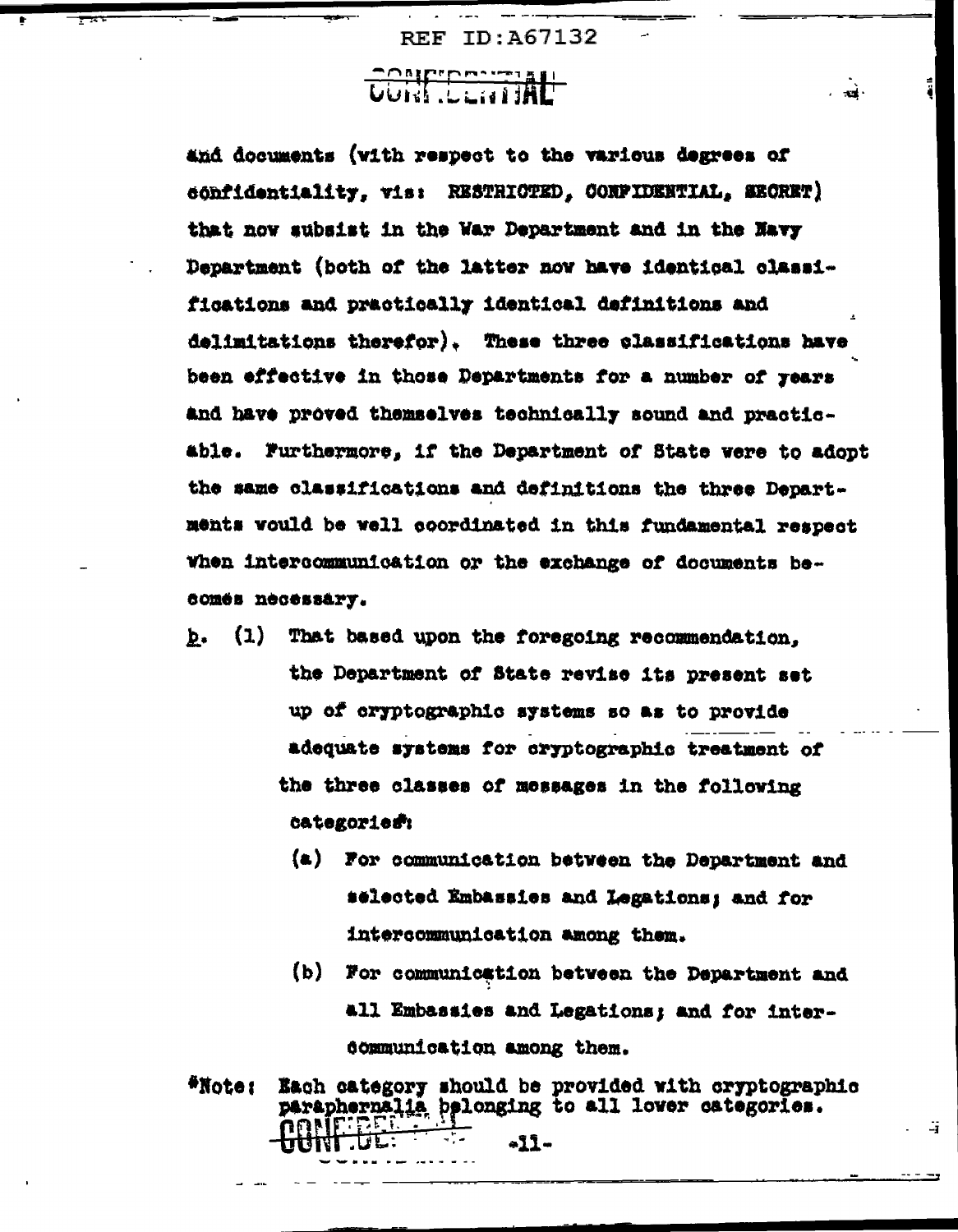and documents (with respect to the various degrees of confidentiality, viz: RESTRICTED, CONFIDENTIAL, SECRET) that now subsist in the War Department and in the Navy Department (both of the latter now have identical classifications and practically identical definitions and delimitations therefor). These three classifications have been effective in those Departments for a number of years and have proved themselves technically sound and practicable. Furthermore, if the Department of State were to adopt the same classifications and definitions the three Departments would be well coordinated in this fundamental respect when intercommunication or the exchange of documents becomes necessary.

b. (1) That based upon the foregoing recommendation, the Department of State revise its present set up of cryptographic systems so as to provide adequate systems for cryptographic treatment of the three classes of messages in the following categories*:

(a) For communication between the Department and selected Embassies and Legations; and for intercommunication among them.

(b) For communication between the Department and all Embassies and Legations; and for intercommunication among them.

*Note: Each category should be provided with cryptographic paraphernalia belonging to all lower categories.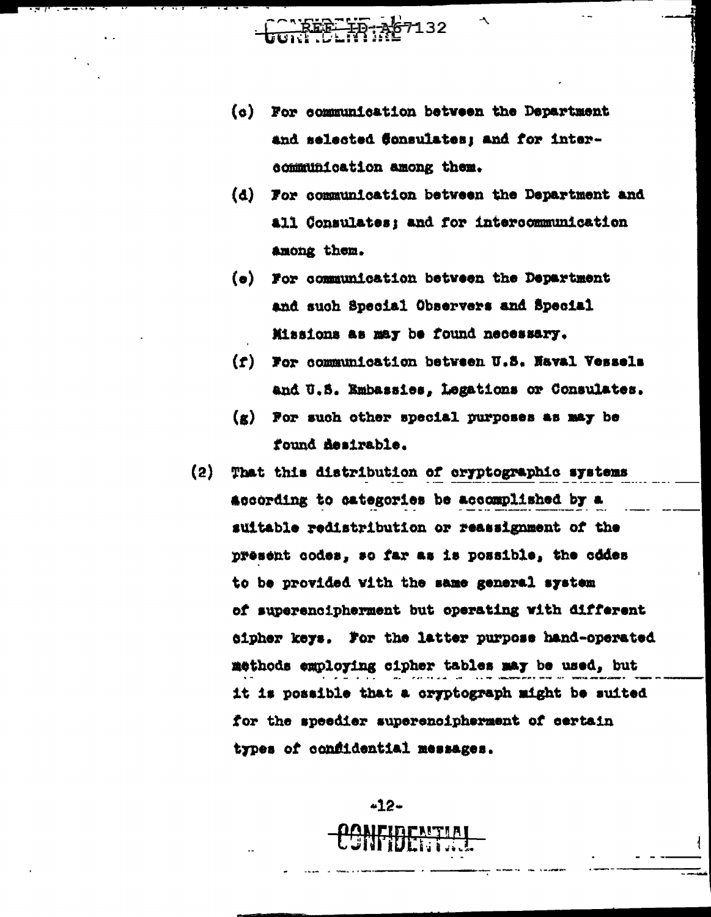(c) For communication between the Department and selected Consulates; and for intercommunication among them.

(d) For communication between the Department and all Consulates; and for intercommunication among them.

(e) For communication between the Department and such Special Observers and Special Missions as may be found necessary.

(f) For communication between U.S. Naval Vessels and U.S. Embassies, Legations or Consulates.

(g) For such other special purposes as may be found desirable.

(2) That this distribution of cryptographic systems according to categories be accomplished by a suitable redistribution or reassignment of the present codes, so far as is possible, the codes to be provided with the same general system of superencipherment but operating with different cipher keys. For the latter purpose hand-operated methods employing cipher tables may be used, but it is possible that a cryptograph might be suited for the speedier superencipherment of certain types of confidential messages.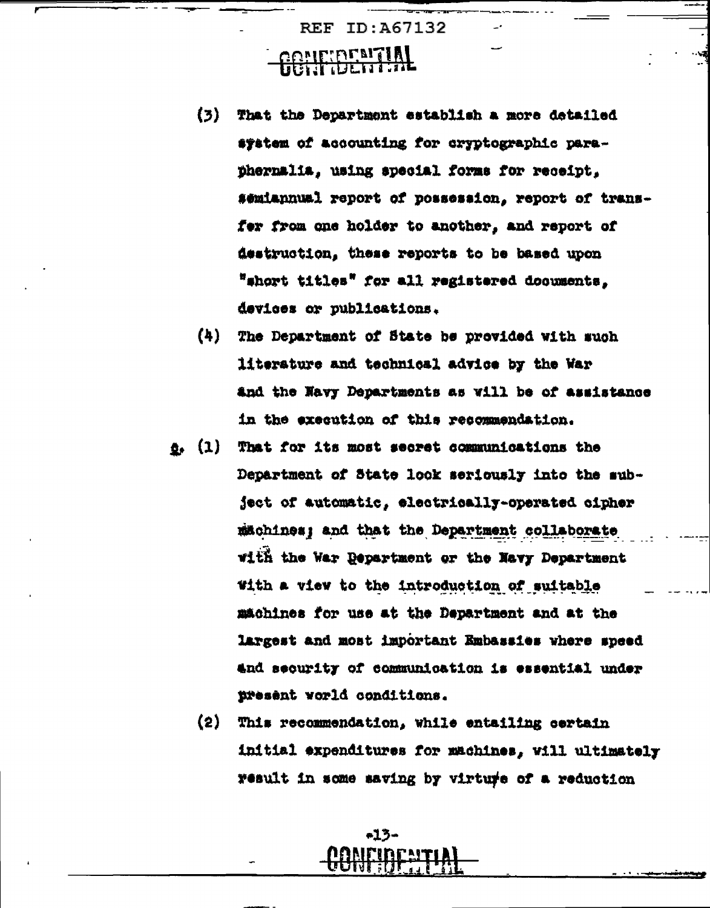(3) That the Department establish a more detailed system of accounting for cryptographic paraphernalia, using special forms for receipt, semiannual report of possession, report of transfer from one holder to another, and report of destruction, these reports to be based upon "short titles" for all registered documents, devices or publications.

(4) The Department of State be provided with such literature and technical advice by the War and the Navy Departments as will be of assistance in the execution of this recommendation.

g. (1) That for its most secret communications the Department of State look seriously into the subject of automatic, electrically-operated cipher machines; and that the Department collaborate with the War Department or the Navy Department with a view to the introduction of suitable machines for use at the Department and at the largest and most important Embassies where speed and security of communication is essential under present world conditions.

(2) This recommendation, while entailing certain initial expenditures for machines, will ultimately result in some saving by virtue of a reduction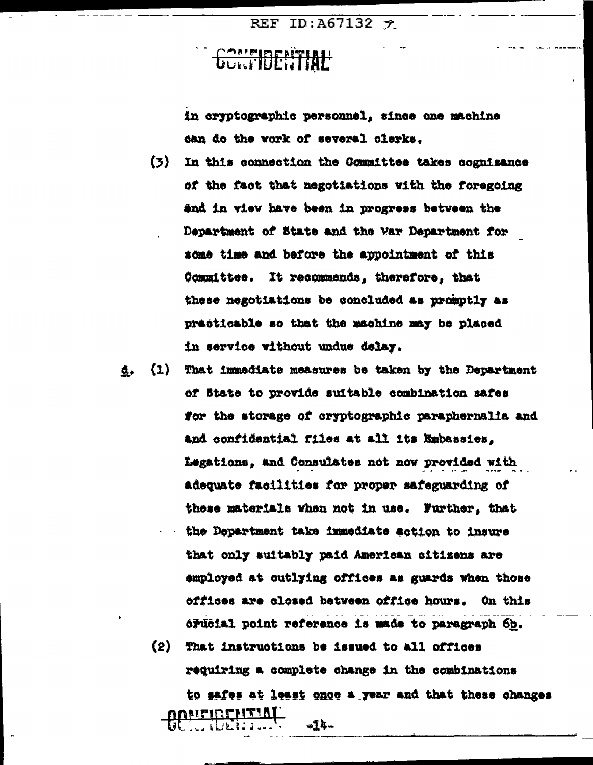in cryptographic personnel, since one machine can do the work of several clerks.

(3) In this connection the Committee takes cognizance of the fact that negotiations with the foregoing and in view have been in progress between the Department of State and the War Department for some time and before the appointment of this Committee. It recommends, therefore, that these negotiations be concluded as promptly as practicable so that the machine may be placed in service without undue delay.

d. (1) That immediate measures be taken by the Department of State to provide suitable combination safes for the storage of cryptographic paraphernalia and and confidential files at all its Embassies, Legations, and Consulates not now provided with adequate facilities for proper safeguarding of these materials when not in use. Further, that the Department take immediate action to insure that only suitably paid American citizens are employed at outlying offices as guards when those offices are closed between office hours. On this crucial point reference is made to paragraph 6b.

(2) That instructions be issued to all offices requiring a complete change in the combinations to safes at least once a year and that these changes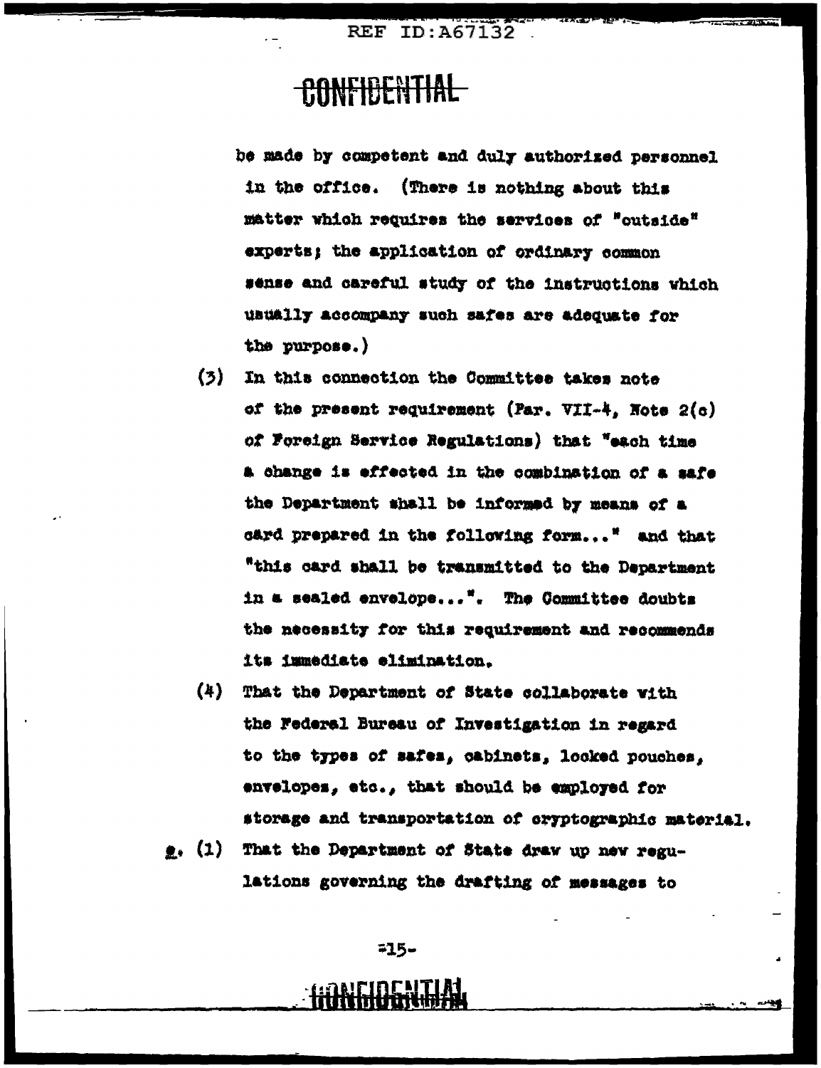be made by competent and duly authorized personnel in the office. (There is nothing about this matter which requires the services of "outside" experts; the application of ordinary common sense and careful study of the instructions which usually accompany such safes are adequate for the purpose.)

(3) In this connection the Committee takes note of the present requirement (Par. VII-4, Note 2(c) of Foreign Service Regulations) that "each time a change is effected in the combination of a safe the Department shall be informed by means of a card prepared in the following form..." and that "this card shall be transmitted to the Department in a sealed envelope...". The Committee doubts the necessity for this requirement and recommends its immediate elimination.

(4) That the Department of State collaborate with the Federal Bureau of Investigation in regard to the types of safes, cabinets, locked pouches, envelopes, etc., that should be employed for storage and transportation of cryptographic material.

e. (1) That the Department of State draw up new regulations governing the drafting of messages to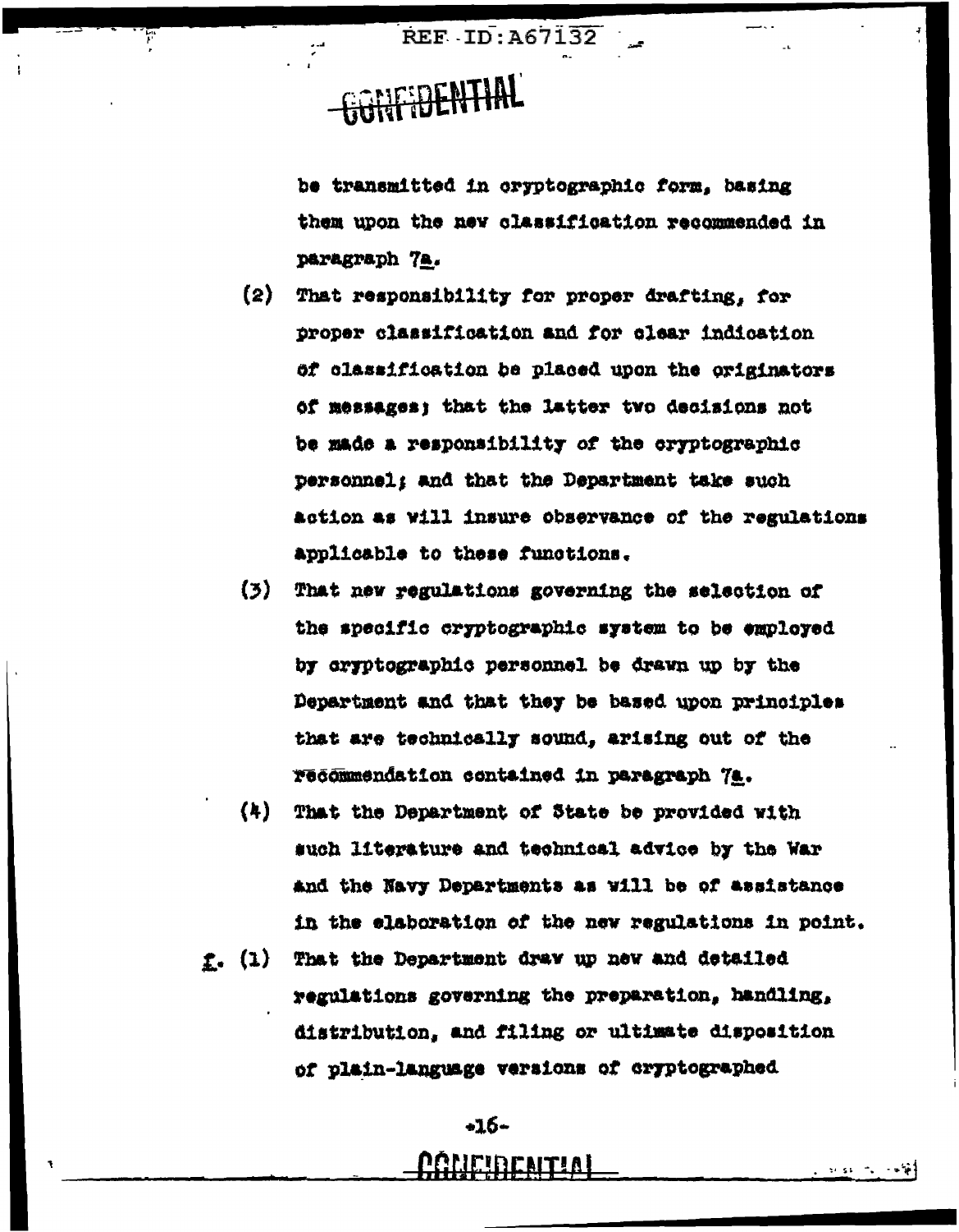be transmitted in cryptographic form, basing them upon the new classification recommended in paragraph 7a.

(2) That responsibility for proper drafting, for proper classification and for clear indication of classification be placed upon the originators of messages; that the latter two decisions not be made a responsibility of the cryptographic personnel; and that the Department take such action as will insure observance of the regulations applicable to these functions.

(3) That new regulations governing the selection of the specific cryptographic system to be employed by cryptographic personnel be drawn up by the Department and that they be based upon principles that are technically sound, arising out of the recommendation contained in paragraph 7a.

(4) That the Department of State be provided with such literature and technical advice by the War and the Navy Departments as will be of assistance in the elaboration of the new regulations in point.

f. (1) That the Department draw up new and detailed regulations governing the preparation, handling, distribution, and filing or ultimate disposition of plain-language versions of cryptographed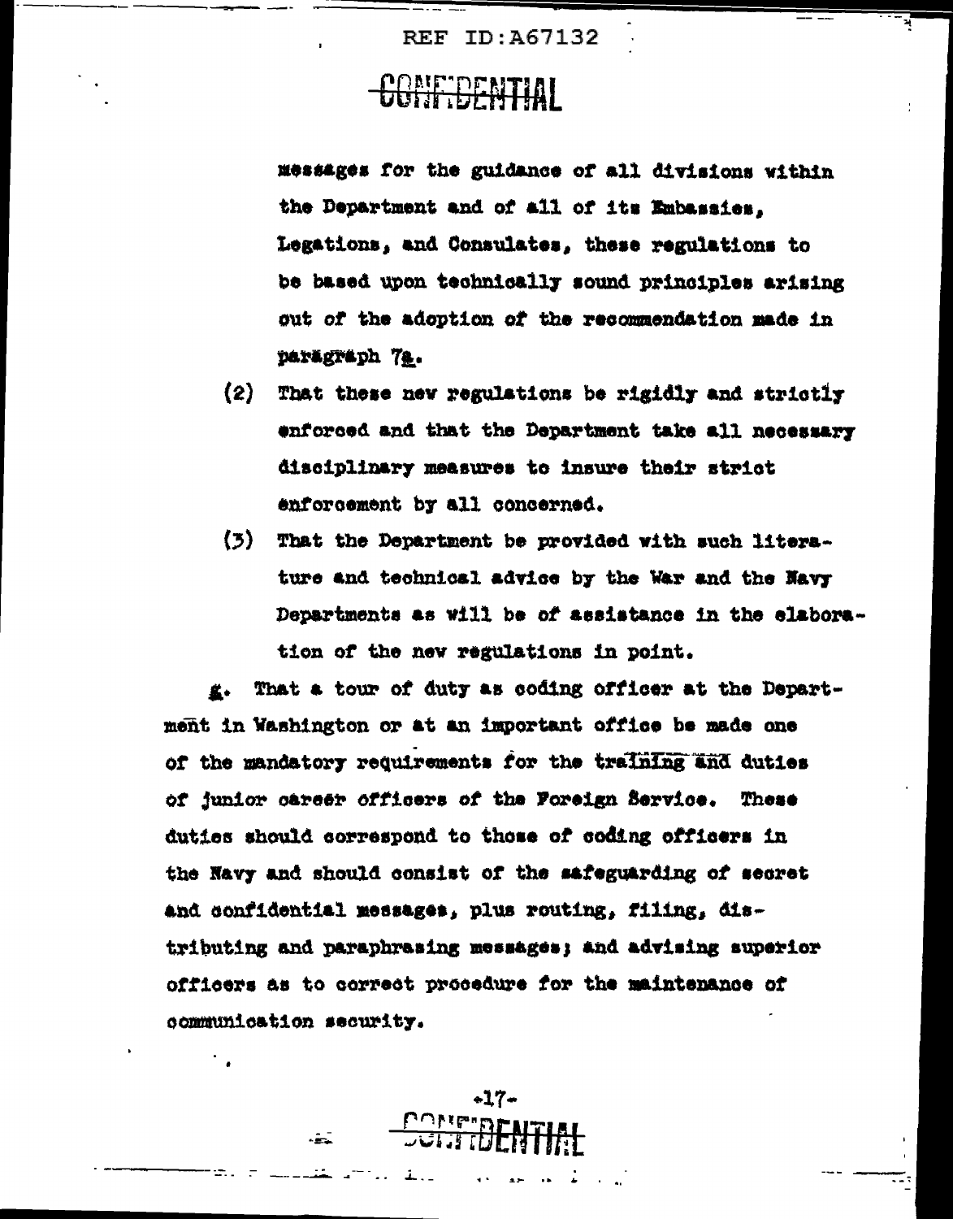CONFIDENTIAL

messages for the guidance of all divisions within the Department and of all of its Embassies, Legations, and Consulates, these regulations to be based upon technically sound principles arising out of the adoption of the recommendation made in paragraph 7a.

(2) That these new regulations be rigidly and strictly enforced and that the Department take all necessary disciplinary measures to insure their strict enforcement by all concerned.

(3) That the Department be provided with such literature and technical advice by the War and the Navy Departments as will be of assistance in the elaboration of the new regulations in point.

g. That a tour of duty as coding officer at the Department in Washington or at an important office be made one of the mandatory requirements for the training and duties of junior career officers of the Foreign Service. These duties should correspond to those of coding officers in the Navy and should consist of the safeguarding of secret and confidential messages, plus routing, filing, distributing and paraphrasing messages; and advising superior officers as to correct procedure for the maintenance of communication security.

CONFIDENTIAL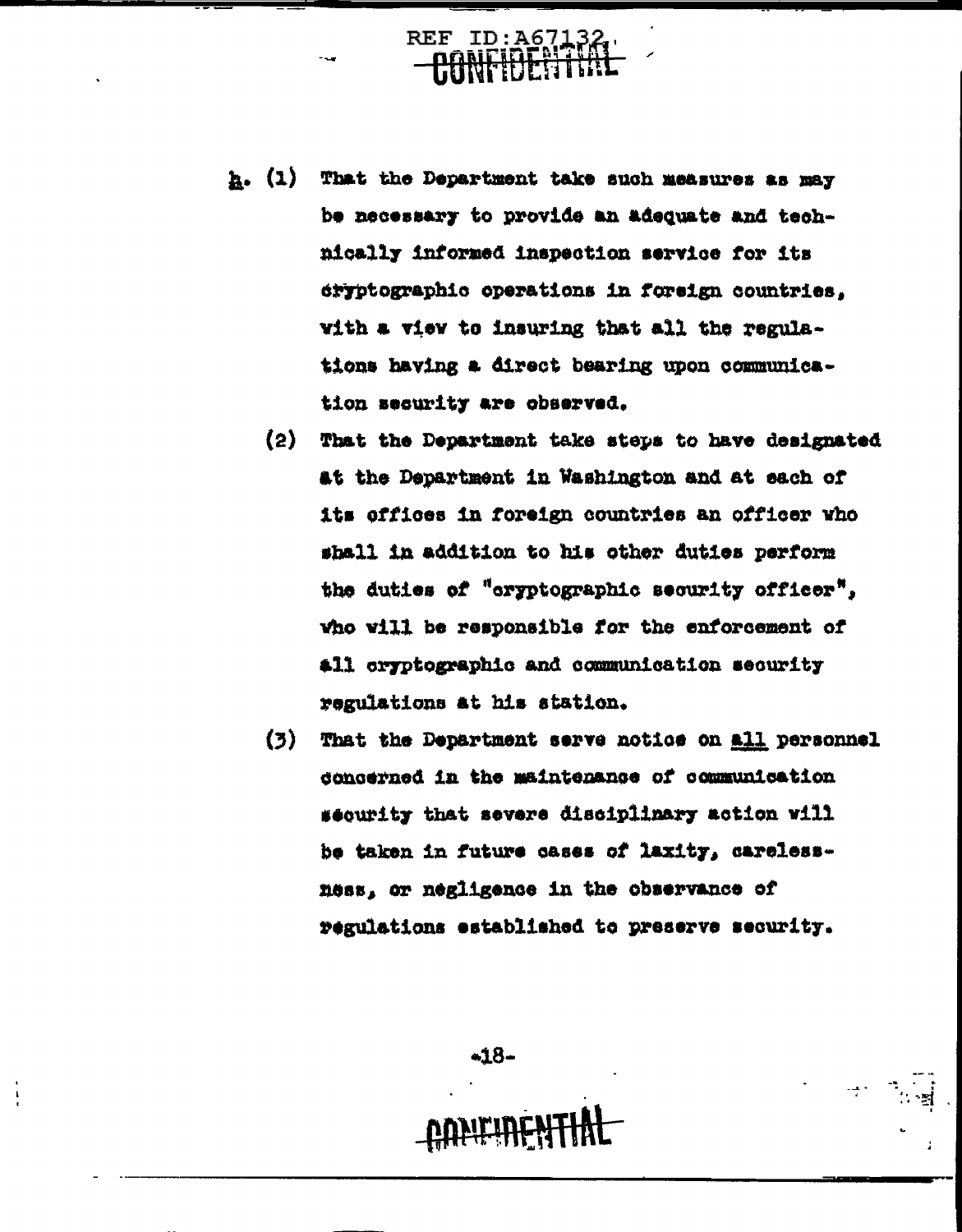h. (1) That the Department take such measures as may be necessary to provide an adequate and technically informed inspection service for its cryptographic operations in foreign countries, with a view to insuring that all the regulations having a direct bearing upon communication security are observed.

(2) That the Department take steps to have designated at the Department in Washington and at each of its offices in foreign countries an officer who shall in addition to his other duties perform the duties of "cryptographic security officer", who will be responsible for the enforcement of all cryptographic and communication security regulations at his station.

(3) That the Department serve notice on all personnel concerned in the maintenance of communication security that severe disciplinary action will be taken in future cases of laxity, carelessness, or negligence in the observance of regulations established to preserve security.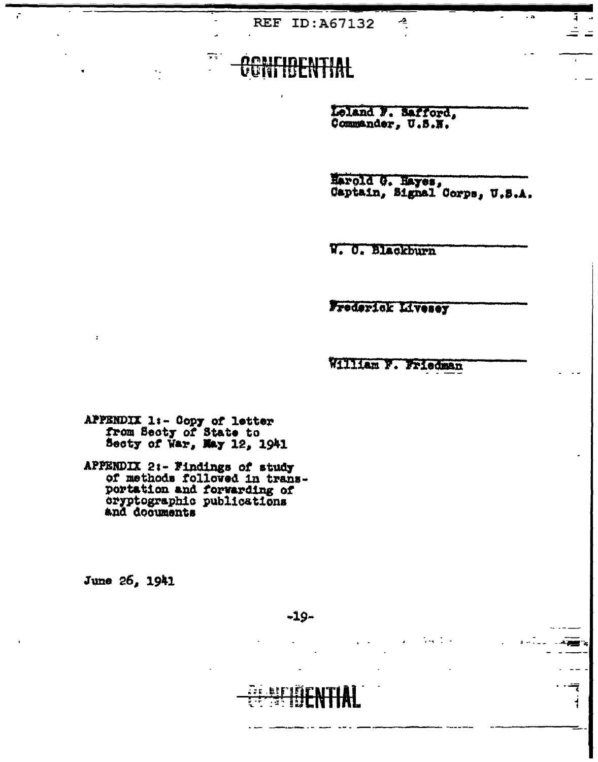CONFIDENTIAL

Leland F. Safford,
Commander, U.S.N.

Harold G. Hayes,
Captain, Signal Corps, U.S.A.

W. O. Blackburn

Frederick Livesey

William F. Friedman

APPENDIX 1:- Copy of letter from Secty of State to Secty of War, May 12, 1941

APPENDIX 2:- Findings of study of methods followed in transportation and forwarding of cryptographic publications and documents

June 26, 1941

CONFIDENTIAL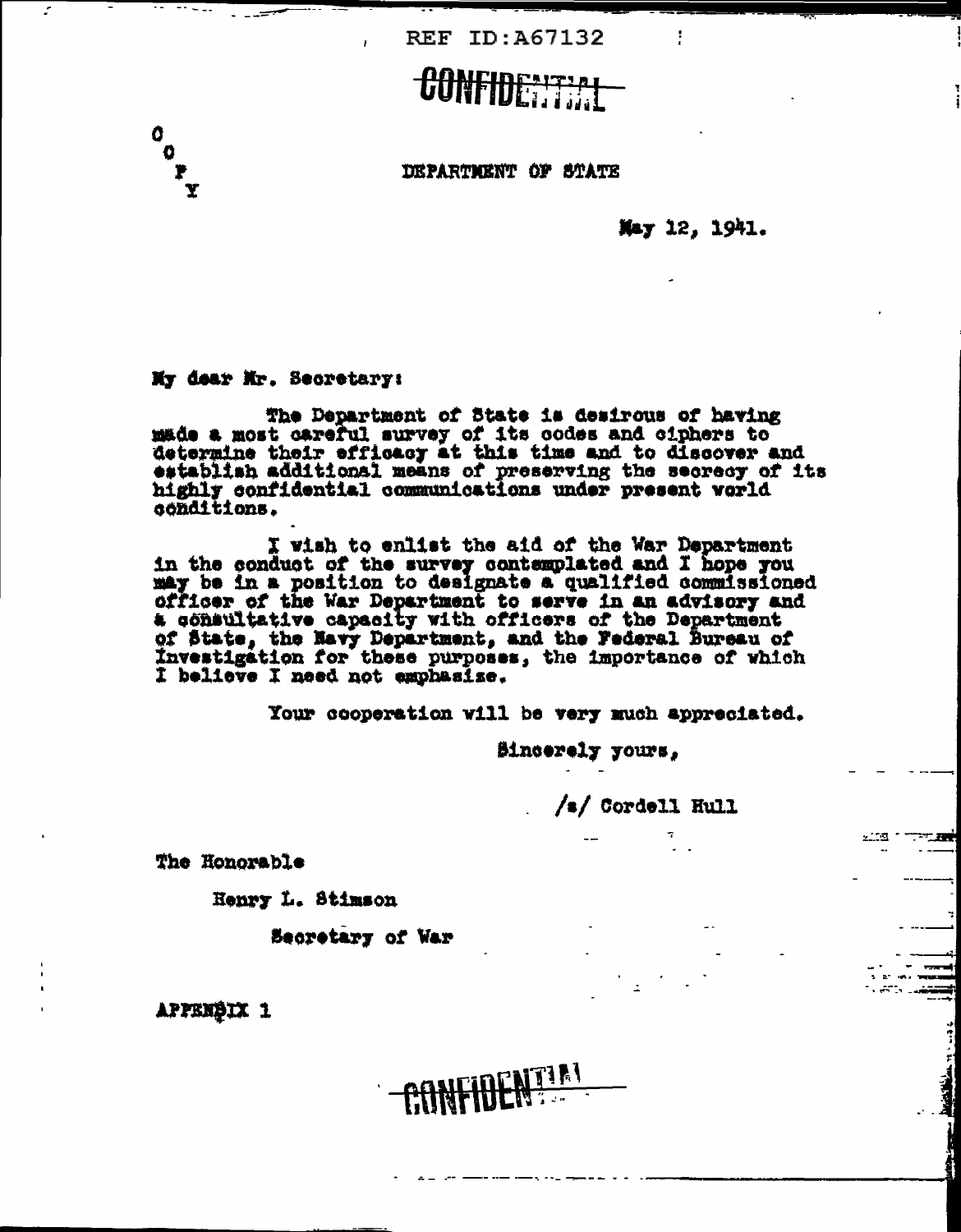CONFIDENTIAL

C
O
P
Y

DEPARTMENT OF STATE

May 12, 1941.

My dear Mr. Secretary:

The Department of State is desirous of having made a most careful survey of its codes and ciphers to determine their efficacy at this time and to discover and establish additional means of preserving the secrecy of its highly confidential communications under present world conditions.

I wish to enlist the aid of the War Department in the conduct of the survey contemplated and I hope you may be in a position to designate a qualified commissioned officer of the War Department to serve in an advisory and a consultative capacity with officers of the Department of State, the Navy Department, and the Federal Bureau of Investigation for these purposes, the importance of which I believe I need not emphasize.

Your cooperation will be very much appreciated.

Sincerely yours,

/s/ Cordell Hull

The Honorable

Henry L. Stimson

Secretary of War

APPENDIX 1

CONFIDENTIAL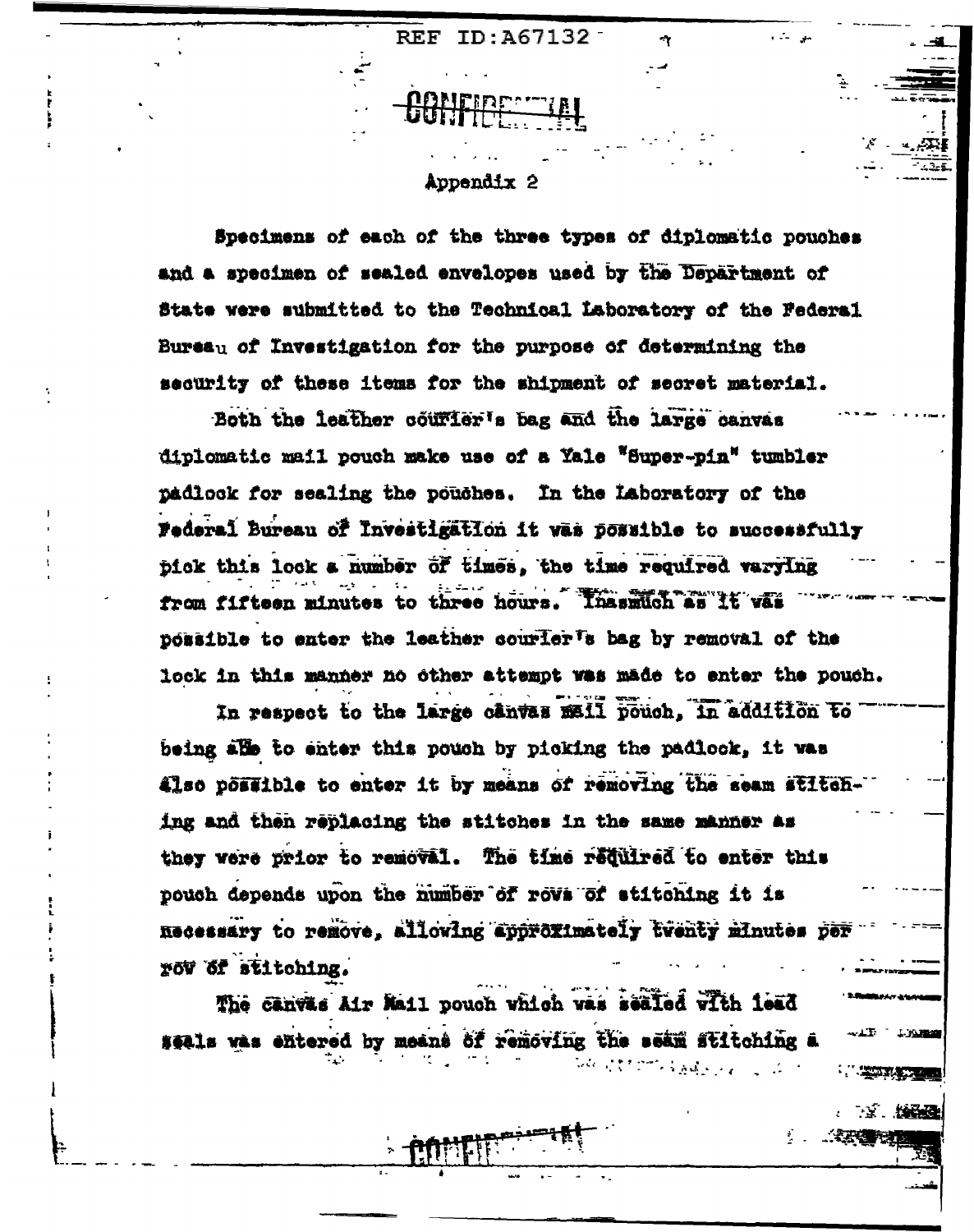CONFIDENTIAL

## Appendix 2

Specimens of each of the three types of diplomatic pouches and a specimen of sealed envelopes used by the Department of State were submitted to the Technical Laboratory of the Federal Bureau of Investigation for the purpose of determining the security of these items for the shipment of secret material.

Both the leather courier's bag and the large canvas diplomatic mail pouch make use of a Yale "Super-pin" tumbler padlock for sealing the pouches. In the Laboratory of the Federal Bureau of Investigation it was possible to successfully pick this lock a number of times, the time required varying from fifteen minutes to three hours. Inasmuch as it was possible to enter the leather courier's bag by removal of the lock in this manner no other attempt was made to enter the pouch.

In respect to the large canvas mail pouch, in addition to being able to enter this pouch by picking the padlock, it was also possible to enter it by means of removing the seam stitching and then replacing the stitches in the same manner as they were prior to removal. The time required to enter this pouch depends upon the number of rows of stitching it is necessary to remove, allowing approximately twenty minutes per row of stitching.

The canvas Air Mail pouch which was sealed with lead seals was entered by means of removing the seam stitching a

CONFIDENTIAL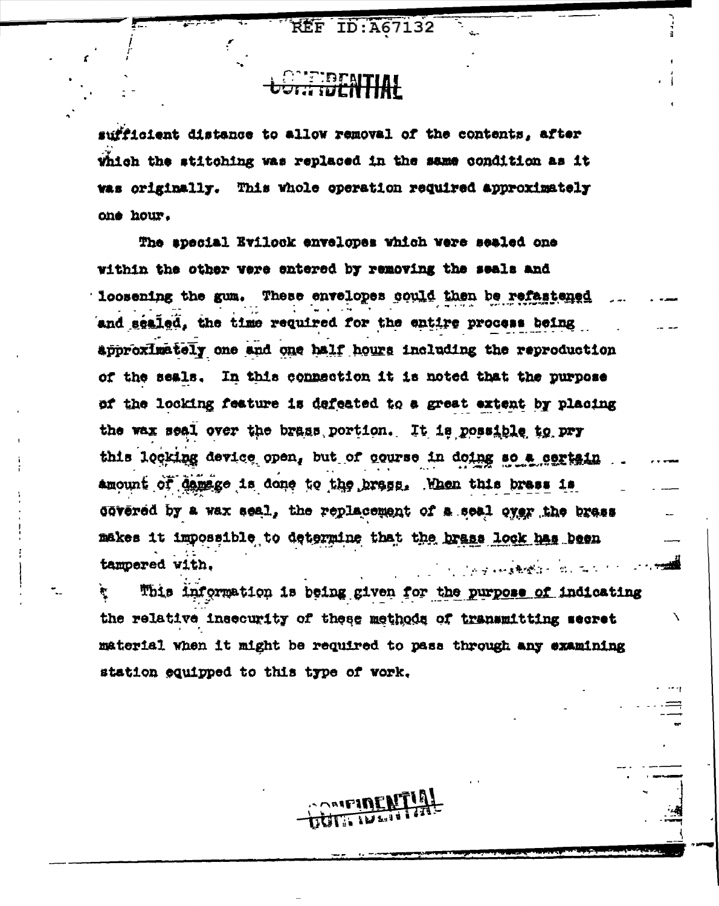sufficient distance to allow removal of the contents, after which the stitching was replaced in the same condition as it was originally. This whole operation required approximately one hour.

The special Evilock envelopes which were sealed one within the other were entered by removing the seals and loosening the gum. These envelopes could then be refastened and sealed, the time required for the entire process being approximately one and one half hours including the reproduction of the seals. In this connection it is noted that the purpose of the locking feature is defeated to a great extent by placing the wax seal over the brass portion. It is possible to pry this locking device open, but of course in doing so a certain amount of damage is done to the brass. When this brass is covered by a wax seal, the replacement of a seal over the brass makes it impossible to determine that the brass lock has been tampered with.

This information is being given for the purpose of indicating the relative insecurity of these methods of transmitting secret material when it might be required to pass through any examining station equipped to this type of work.